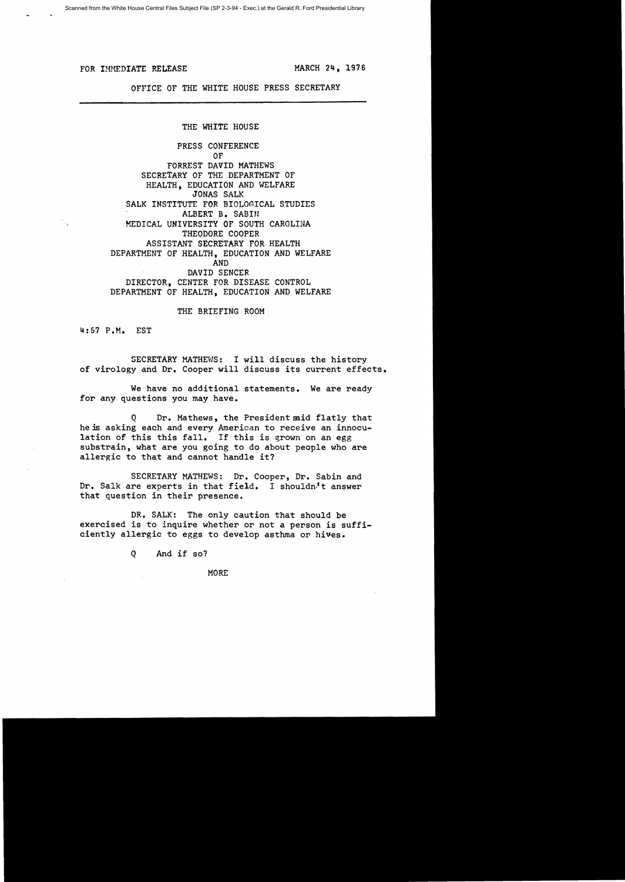FOR IMMEDIATE RELEASE MARCH 24, 1976

OFFICE OF THE WHITE HOUSE PRESS SECRETARY

---

THE WHITE HOUSE

PRESS CONFERENCE
OF
FORREST DAVID MATHEWS
SECRETARY OF THE DEPARTMENT OF
HEALTH, EDUCATION AND WELFARE
JONAS SALK
SALK INSTITUTE FOR BIOLOGICAL STUDIES
ALBERT B. SABIN
MEDICAL UNIVERSITY OF SOUTH CAROLINA
THEODORE COOPER
ASSISTANT SECRETARY FOR HEALTH
DEPARTMENT OF HEALTH, EDUCATION AND WELFARE
AND
DAVID SENCER
DIRECTOR, CENTER FOR DISEASE CONTROL
DEPARTMENT OF HEALTH, EDUCATION AND WELFARE

THE BRIEFING ROOM

4:57 P.M. EST

SECRETARY MATHEWS: I will discuss the history of virology and Dr. Cooper will discuss its current effects.

We have no additional statements. We are ready for any questions you may have.

Q Dr. Mathews, the President said flatly that he is asking each and every American to receive an innoculation of this this fall. If this is grown on an egg substrain, what are you going to do about people who are allergic to that and cannot handle it?

SECRETARY MATHEWS: Dr. Cooper, Dr. Sabin and Dr. Salk are experts in that field. I shouldn't answer that question in their presence.

DR. SALK: The only caution that should be exercised is to inquire whether or not a person is sufficiently allergic to eggs to develop asthma or hives.

Q And if so?

MORE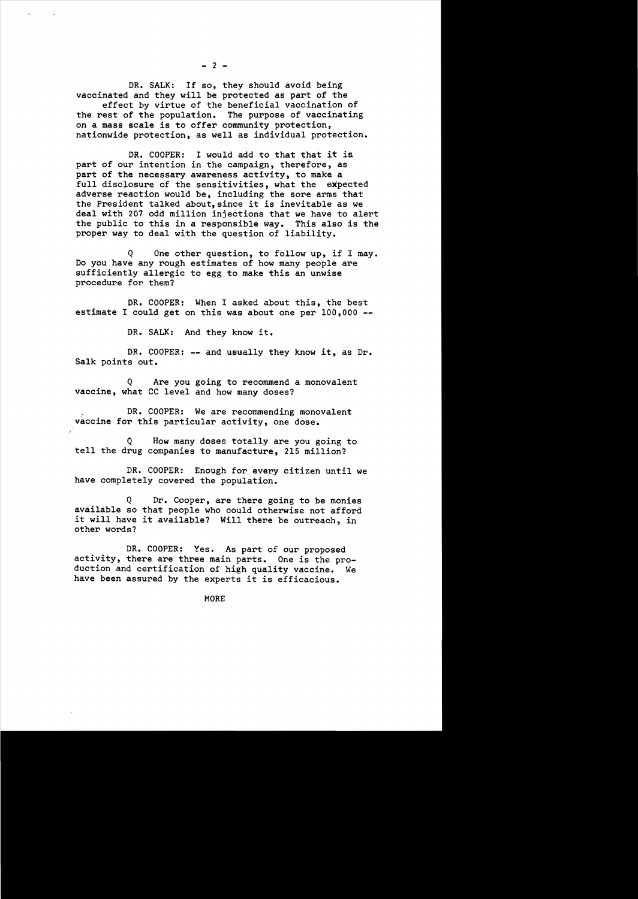DR. SALK: If so, they should avoid being vaccinated and they will be protected as part of the effect by virtue of the beneficial vaccination of the rest of the population. The purpose of vaccinating on a mass scale is to offer community protection, nationwide protection, as well as individual protection.

DR. COOPER: I would add to that that it is part of our intention in the campaign, therefore, as part of the necessary awareness activity, to make a full disclosure of the sensitivities, what the expected adverse reaction would be, including the sore arms that the President talked about, since it is inevitable as we deal with 207 odd million injections that we have to alert the public to this in a responsible way. This also is the proper way to deal with the question of liability.

Q One other question, to follow up, if I may. Do you have any rough estimates of how many people are sufficiently allergic to egg to make this an unwise procedure for them?

DR. COOPER: When I asked about this, the best estimate I could get on this was about one per 100,000 --

DR. SALK: And they know it.

DR. COOPER: -- and usually they know it, as Dr. Salk points out.

Q Are you going to recommend a monovalent vaccine, what CC level and how many doses?

DR. COOPER: We are recommending monovalent vaccine for this particular activity, one dose.

Q How many doses totally are you going to tell the drug companies to manufacture, 215 million?

DR. COOPER: Enough for every citizen until we have completely covered the population.

Q Dr. Cooper, are there going to be monies available so that people who could otherwise not afford it will have it available? Will there be outreach, in other words?

DR. COOPER: Yes. As part of our proposed activity, there are three main parts. One is the production and certification of high quality vaccine. We have been assured by the experts it is efficacious.

MORE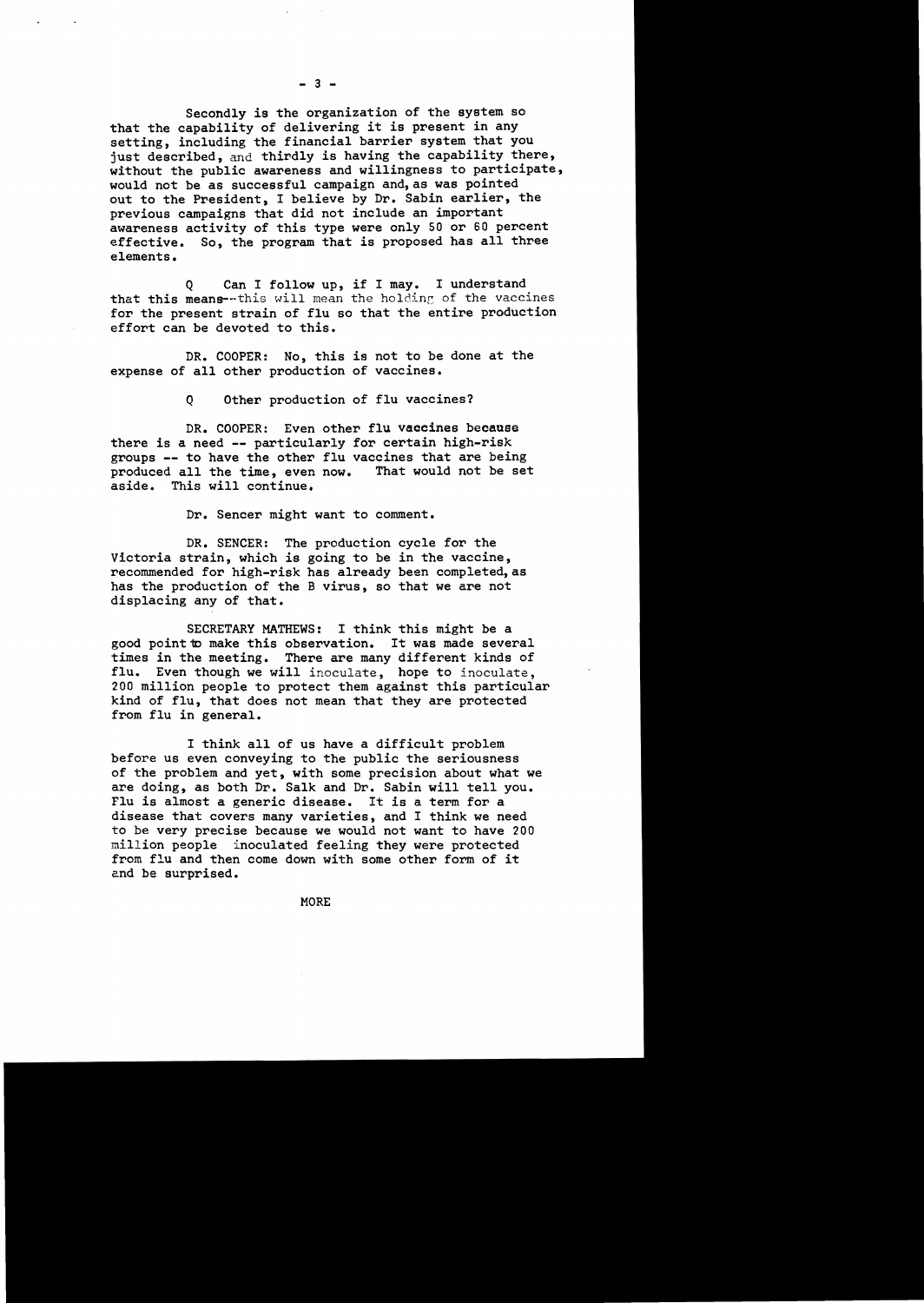Secondly is the organization of the system so that the capability of delivering it is present in any setting, including the financial barrier system that you just described, and thirdly is having the capability there, without the public awareness and willingness to participate, would not be as successful campaign and, as was pointed out to the President, I believe by Dr. Sabin earlier, the previous campaigns that did not include an important awareness activity of this type were only 50 or 60 percent effective. So, the program that is proposed has all three elements.

Q Can I follow up, if I may. I understand that this means--this will mean the holding of the vaccines for the present strain of flu so that the entire production effort can be devoted to this.

DR. COOPER: No, this is not to be done at the expense of all other production of vaccines.

Q Other production of flu vaccines?

DR. COOPER: Even other flu vaccines because there is a need -- particularly for certain high-risk groups -- to have the other flu vaccines that are being produced all the time, even now. That would not be set aside. This will continue.

Dr. Sencer might want to comment.

DR. SENCER: The production cycle for the Victoria strain, which is going to be in the vaccine, recommended for high-risk has already been completed, as has the production of the B virus, so that we are not displacing any of that.

SECRETARY MATHEWS: I think this might be a good point to make this observation. It was made several times in the meeting. There are many different kinds of flu. Even though we will inoculate, hope to inoculate, 200 million people to protect them against this particular kind of flu, that does not mean that they are protected from flu in general.

I think all of us have a difficult problem before us even conveying to the public the seriousness of the problem and yet, with some precision about what we are doing, as both Dr. Salk and Dr. Sabin will tell you. Flu is almost a generic disease. It is a term for a disease that covers many varieties, and I think we need to be very precise because we would not want to have 200 million people inoculated feeling they were protected from flu and then come down with some other form of it and be surprised.

MORE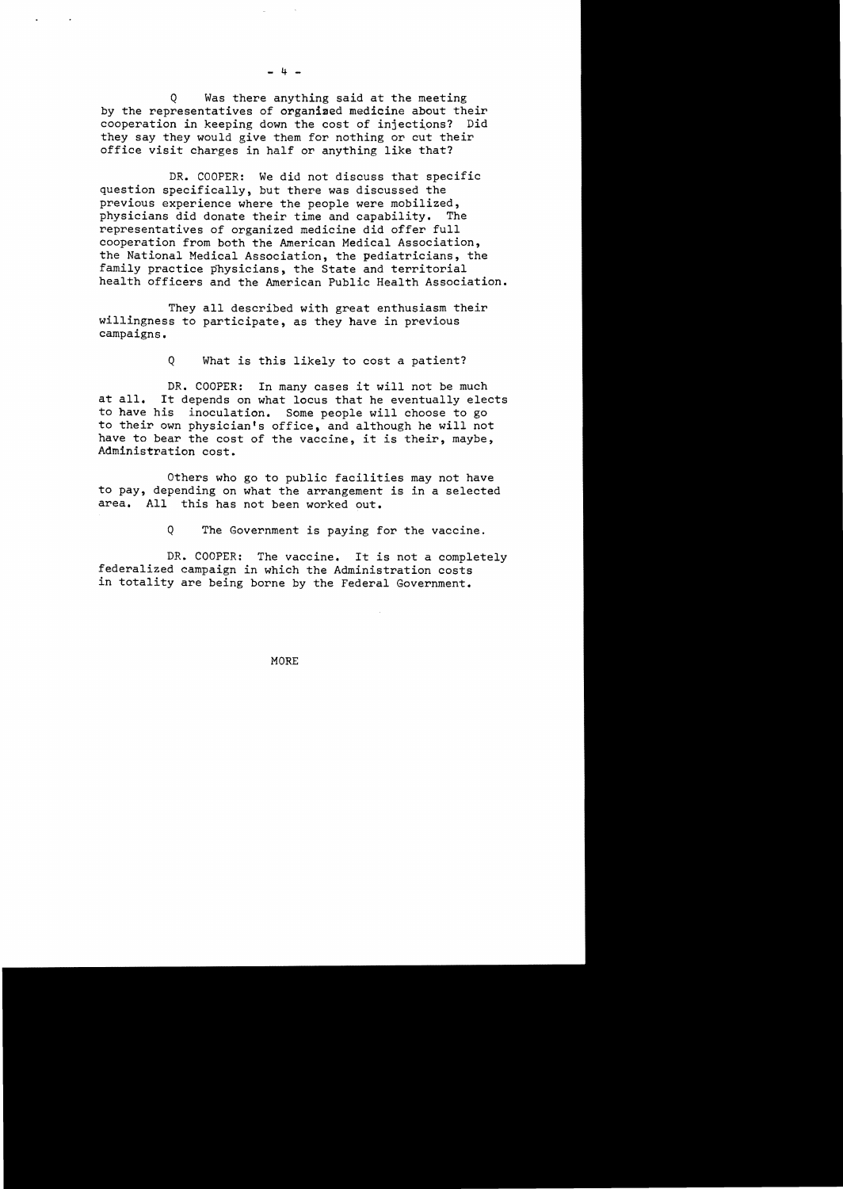Q Was there anything said at the meeting by the representatives of organized medicine about their cooperation in keeping down the cost of injections? Did they say they would give them for nothing or cut their office visit charges in half or anything like that?

DR. COOPER: We did not discuss that specific question specifically, but there was discussed the previous experience where the people were mobilized, physicians did donate their time and capability. The representatives of organized medicine did offer full cooperation from both the American Medical Association, the National Medical Association, the pediatricians, the family practice physicians, the State and territorial health officers and the American Public Health Association.

They all described with great enthusiasm their willingness to participate, as they have in previous campaigns.

Q What is this likely to cost a patient?

DR. COOPER: In many cases it will not be much at all. It depends on what locus that he eventually elects to have his inoculation. Some people will choose to go to their own physician's office, and although he will not have to bear the cost of the vaccine, it is their, maybe, Administration cost.

Others who go to public facilities may not have to pay, depending on what the arrangement is in a selected area. All this has not been worked out.

Q The Government is paying for the vaccine.

DR. COOPER: The vaccine. It is not a completely federalized campaign in which the Administration costs in totality are being borne by the Federal Government.

MORE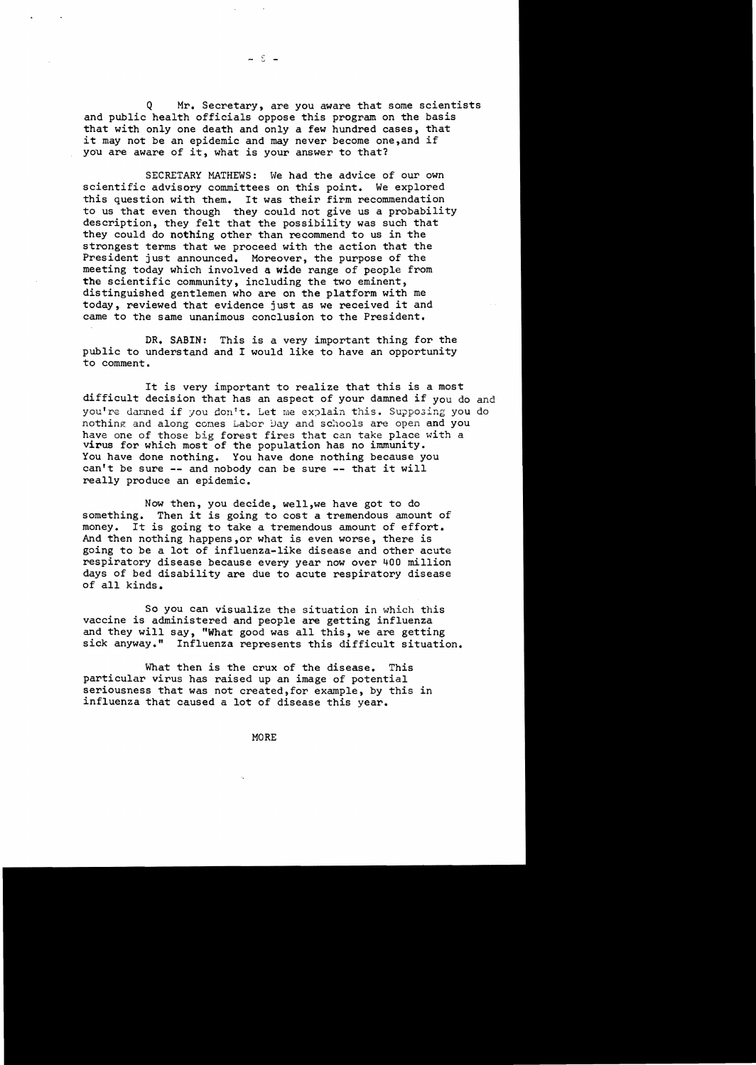Q Mr. Secretary, are you aware that some scientists and public health officials oppose this program on the basis that with only one death and only a few hundred cases, that it may not be an epidemic and may never become one,and if you are aware of it, what is your answer to that?

SECRETARY MATHEWS: We had the advice of our own scientific advisory committees on this point. We explored this question with them. It was their firm recommendation to us that even though they could not give us a probability description, they felt that the possibility was such that they could do nothing other than recommend to us in the strongest terms that we proceed with the action that the President just announced. Moreover, the purpose of the meeting today which involved a wide range of people from the scientific community, including the two eminent, distinguished gentlemen who are on the platform with me today, reviewed that evidence just as we received it and came to the same unanimous conclusion to the President.

DR. SABIN: This is a very important thing for the public to understand and I would like to have an opportunity to comment.

It is very important to realize that this is a most difficult decision that has an aspect of your damned if you do and you're damned if you don't. Let me explain this. Supposing you do nothing and along comes Labor Day and schools are open and you have one of those big forest fires that can take place with a virus for which most of the population has no immunity. You have done nothing. You have done nothing because you can't be sure -- and nobody can be sure -- that it will really produce an epidemic.

Now then, you decide, well,we have got to do something. Then it is going to cost a tremendous amount of money. It is going to take a tremendous amount of effort. And then nothing happens,or what is even worse, there is going to be a lot of influenza-like disease and other acute respiratory disease because every year now over 400 million days of bed disability are due to acute respiratory disease of all kinds.

So you can visualize the situation in which this vaccine is administered and people are getting influenza and they will say, "What good was all this, we are getting sick anyway." Influenza represents this difficult situation.

What then is the crux of the disease. This particular virus has raised up an image of potential seriousness that was not created,for example, by this in influenza that caused a lot of disease this year.

MORE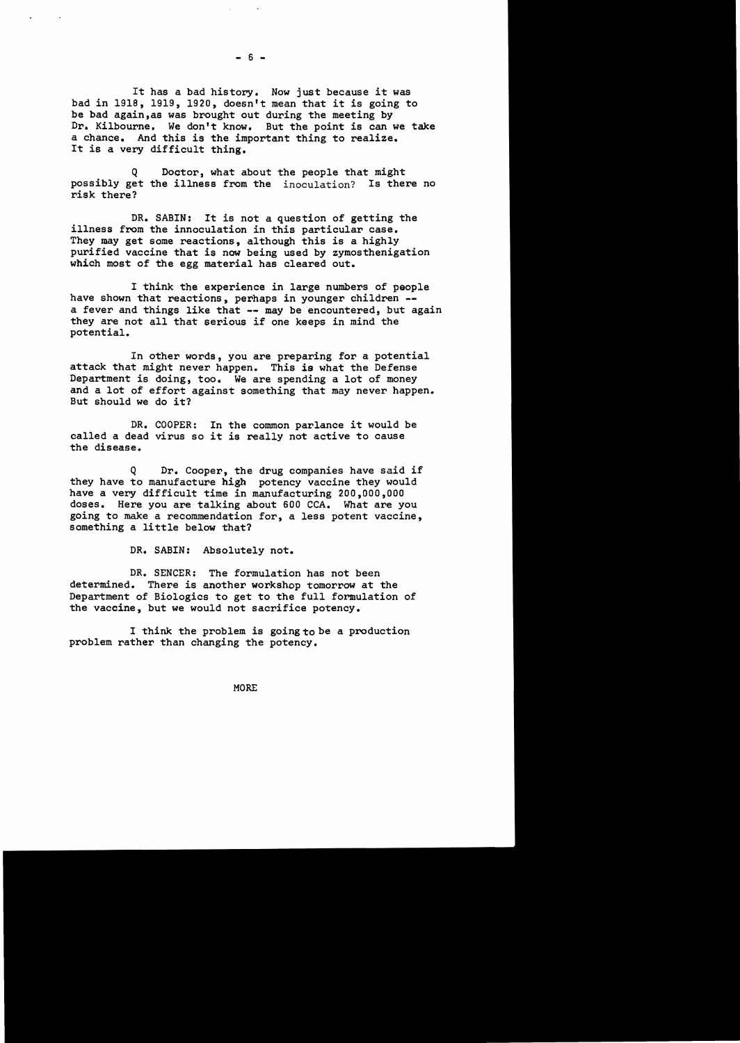It has a bad history. Now just because it was bad in 1918, 1919, 1920, doesn't mean that it is going to be bad again,as was brought out during the meeting by Dr. Kilbourne. We don't know. But the point is can we take a chance. And this is the important thing to realize. It is a very difficult thing.

Q Doctor, what about the people that might possibly get the illness from the inoculation? Is there no risk there?

DR. SABIN: It is not a question of getting the illness from the innoculation in this particular case. They may get some reactions, although this is a highly purified vaccine that is now being used by zymosthenigation which most of the egg material has cleared out.

I think the experience in large numbers of people have shown that reactions, perhaps in younger children -- a fever and things like that -- may be encountered, but again they are not all that serious if one keeps in mind the potential.

In other words, you are preparing for a potential attack that might never happen. This is what the Defense Department is doing, too. We are spending a lot of money and a lot of effort against something that may never happen. But should we do it?

DR. COOPER: In the common parlance it would be called a dead virus so it is really not active to cause the disease.

Q Dr. Cooper, the drug companies have said if they have to manufacture high potency vaccine they would have a very difficult time in manufacturing 200,000,000 doses. Here you are talking about 600 CCA. What are you going to make a recommendation for, a less potent vaccine, something a little below that?

DR. SABIN: Absolutely not.

DR. SENCER: The formulation has not been determined. There is another workshop tomorrow at the Department of Biologics to get to the full formulation of the vaccine, but we would not sacrifice potency.

I think the problem is going to be a production problem rather than changing the potency.

MORE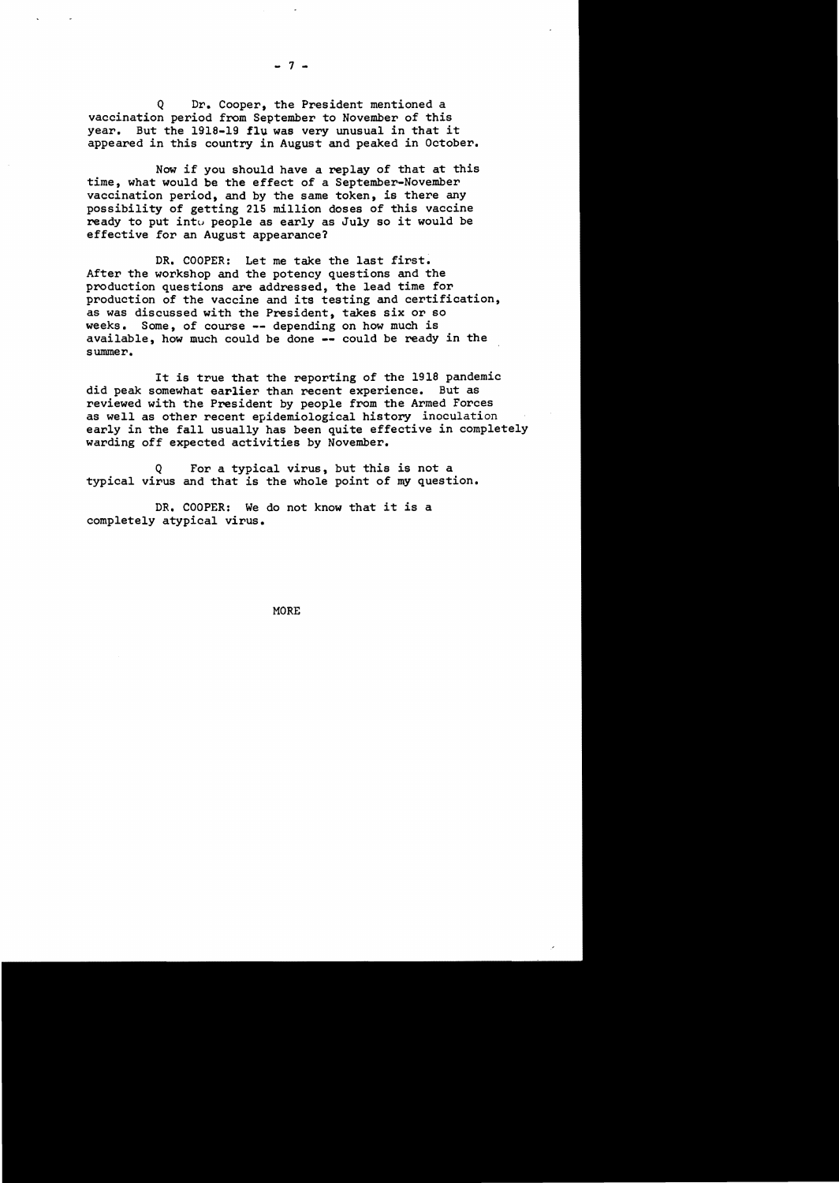Q Dr. Cooper, the President mentioned a vaccination period from September to November of this year. But the 1918-19 flu was very unusual in that it appeared in this country in August and peaked in October.

Now if you should have a replay of that at this time, what would be the effect of a September-November vaccination period, and by the same token, is there any possibility of getting 215 million doses of this vaccine ready to put into people as early as July so it would be effective for an August appearance?

DR. COOPER: Let me take the last first. After the workshop and the potency questions and the production questions are addressed, the lead time for production of the vaccine and its testing and certification, as was discussed with the President, takes six or so weeks. Some, of course -- depending on how much is available, how much could be done -- could be ready in the summer.

It is true that the reporting of the 1918 pandemic did peak somewhat earlier than recent experience. But as reviewed with the President by people from the Armed Forces as well as other recent epidemiological history inoculation early in the fall usually has been quite effective in completely warding off expected activities by November.

Q For a typical virus, but this is not a typical virus and that is the whole point of my question.

DR. COOPER: We do not know that it is a completely atypical virus.

MORE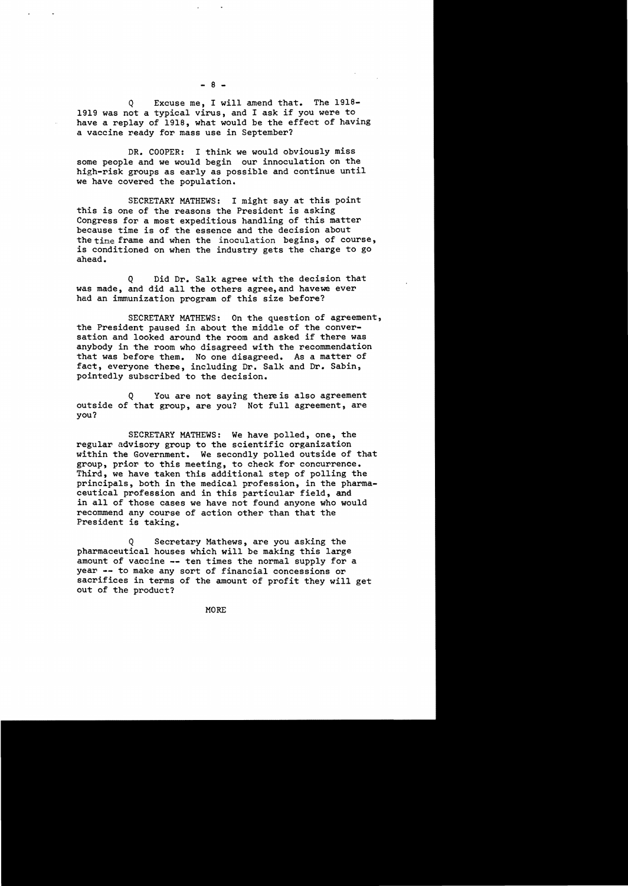Q Excuse me, I will amend that. The 1918-1919 was not a typical virus, and I ask if you were to have a replay of 1918, what would be the effect of having a vaccine ready for mass use in September?

DR. COOPER: I think we would obviously miss some people and we would begin our innoculation on the high-risk groups as early as possible and continue until we have covered the population.

SECRETARY MATHEWS: I might say at this point this is one of the reasons the President is asking Congress for a most expeditious handling of this matter because time is of the essence and the decision about the time frame and when the inoculation begins, of course, is conditioned on when the industry gets the charge to go ahead.

Q Did Dr. Salk agree with the decision that was made, and did all the others agree, and havewe ever had an immunization program of this size before?

SECRETARY MATHEWS: On the question of agreement, the President paused in about the middle of the conversation and looked around the room and asked if there was anybody in the room who disagreed with the recommendation that was before them. No one disagreed. As a matter of fact, everyone there, including Dr. Salk and Dr. Sabin, pointedly subscribed to the decision.

Q You are not saying there is also agreement outside of that group, are you? Not full agreement, are you?

SECRETARY MATHEWS: We have polled, one, the regular advisory group to the scientific organization within the Government. We secondly polled outside of that group, prior to this meeting, to check for concurrence. Third, we have taken this additional step of polling the principals, both in the medical profession, in the pharmaceutical profession and in this particular field, and in all of those cases we have not found anyone who would recommend any course of action other than that the President is taking.

Q Secretary Mathews, are you asking the pharmaceutical houses which will be making this large amount of vaccine -- ten times the normal supply for a year -- to make any sort of financial concessions or sacrifices in terms of the amount of profit they will get out of the product?

MORE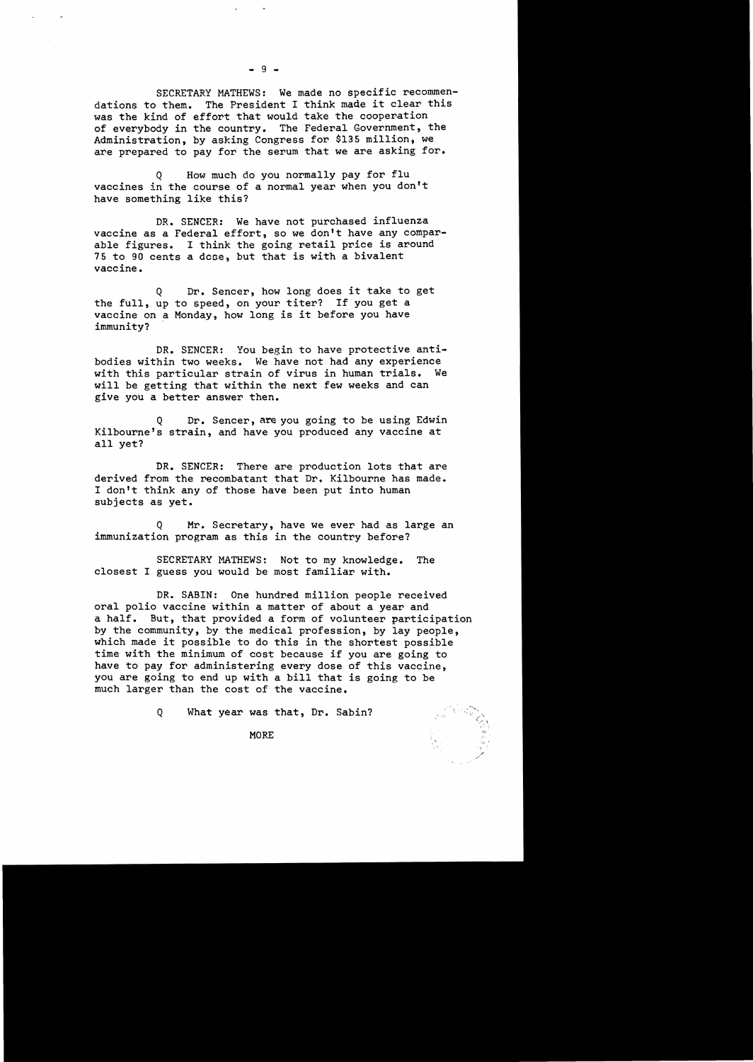SECRETARY MATHEWS: We made no specific recommendations to them. The President I think made it clear this was the kind of effort that would take the cooperation of everybody in the country. The Federal Government, the Administration, by asking Congress for $135 million, we are prepared to pay for the serum that we are asking for.

Q How much do you normally pay for flu vaccines in the course of a normal year when you don't have something like this?

DR. SENCER: We have not purchased influenza vaccine as a Federal effort, so we don't have any comparable figures. I think the going retail price is around 75 to 90 cents a dose, but that is with a bivalent vaccine.

Q Dr. Sencer, how long does it take to get the full, up to speed, on your titer? If you get a vaccine on a Monday, how long is it before you have immunity?

DR. SENCER: You begin to have protective antibodies within two weeks. We have not had any experience with this particular strain of virus in human trials. We will be getting that within the next few weeks and can give you a better answer then.

Q Dr. Sencer, are you going to be using Edwin Kilbourne's strain, and have you produced any vaccine at all yet?

DR. SENCER: There are production lots that are derived from the recombatant that Dr. Kilbourne has made. I don't think any of those have been put into human subjects as yet.

Q Mr. Secretary, have we ever had as large an immunization program as this in the country before?

SECRETARY MATHEWS: Not to my knowledge. The closest I guess you would be most familiar with.

DR. SABIN: One hundred million people received oral polio vaccine within a matter of about a year and a half. But, that provided a form of volunteer participation by the community, by the medical profession, by lay people, which made it possible to do this in the shortest possible time with the minimum of cost because if you are going to have to pay for administering every dose of this vaccine, you are going to end up with a bill that is going to be much larger than the cost of the vaccine.

Q What year was that, Dr. Sabin?

MORE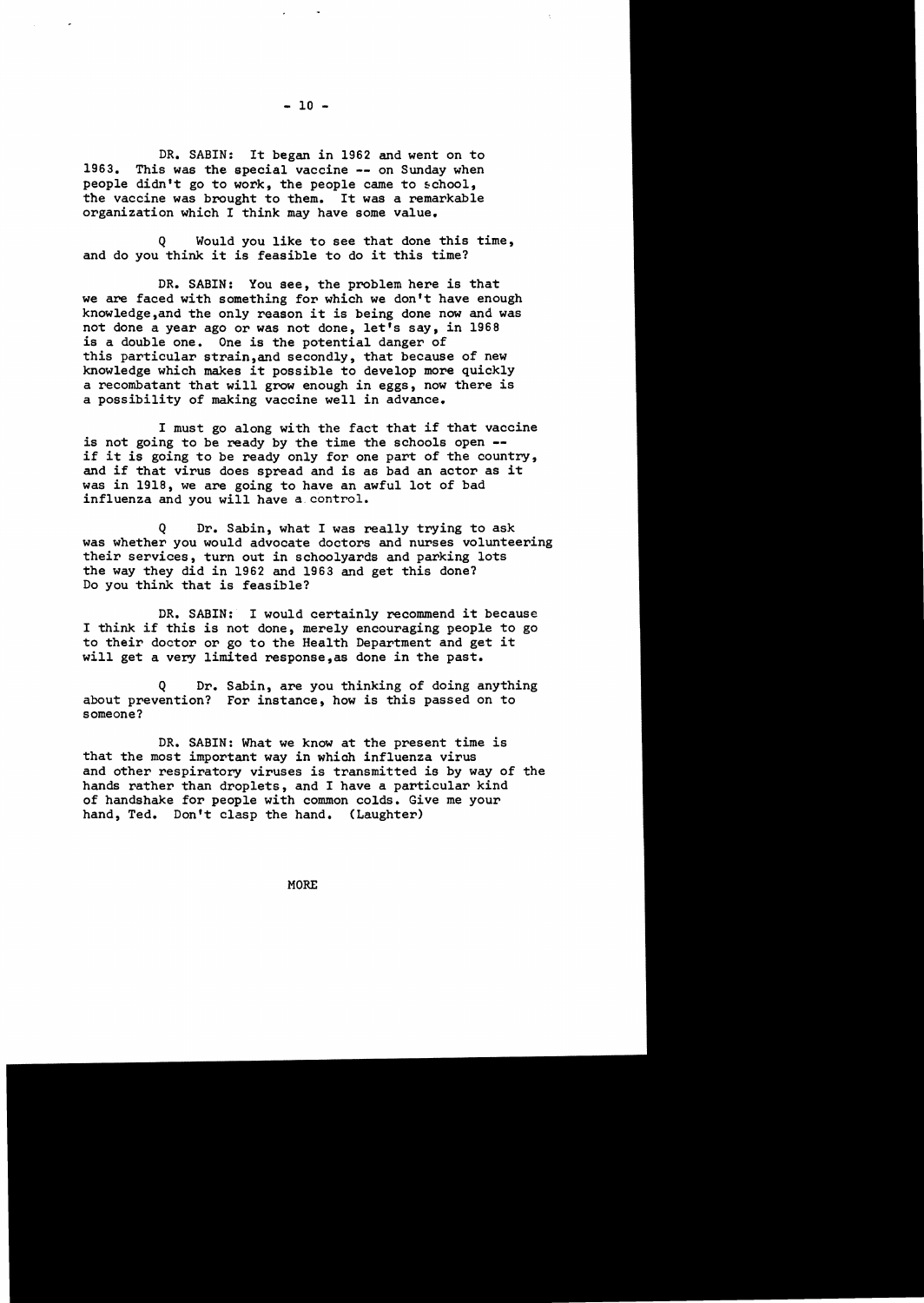DR. SABIN: It began in 1962 and went on to 1963. This was the special vaccine -- on Sunday when people didn't go to work, the people came to school, the vaccine was brought to them. It was a remarkable organization which I think may have some value.

Q Would you like to see that done this time, and do you think it is feasible to do it this time?

DR. SABIN: You see, the problem here is that we are faced with something for which we don't have enough knowledge,and the only reason it is being done now and was not done a year ago or was not done, let's say, in 1968 is a double one. One is the potential danger of this particular strain,and secondly, that because of new knowledge which makes it possible to develop more quickly a recombatant that will grow enough in eggs, now there is a possibility of making vaccine well in advance.

I must go along with the fact that if that vaccine is not going to be ready by the time the schools open -- if it is going to be ready only for one part of the country, and if that virus does spread and is as bad an actor as it was in 1918, we are going to have an awful lot of bad influenza and you will have a control.

Q Dr. Sabin, what I was really trying to ask was whether you would advocate doctors and nurses volunteering their services, turn out in schoolyards and parking lots the way they did in 1962 and 1963 and get this done? Do you think that is feasible?

DR. SABIN: I would certainly recommend it because I think if this is not done, merely encouraging people to go to their doctor or go to the Health Department and get it will get a very limited response,as done in the past.

Q Dr. Sabin, are you thinking of doing anything about prevention? For instance, how is this passed on to someone?

DR. SABIN: What we know at the present time is that the most important way in which influenza virus and other respiratory viruses is transmitted is by way of the hands rather than droplets, and I have a particular kind of handshake for people with common colds. Give me your hand, Ted. Don't clasp the hand. (Laughter)

MORE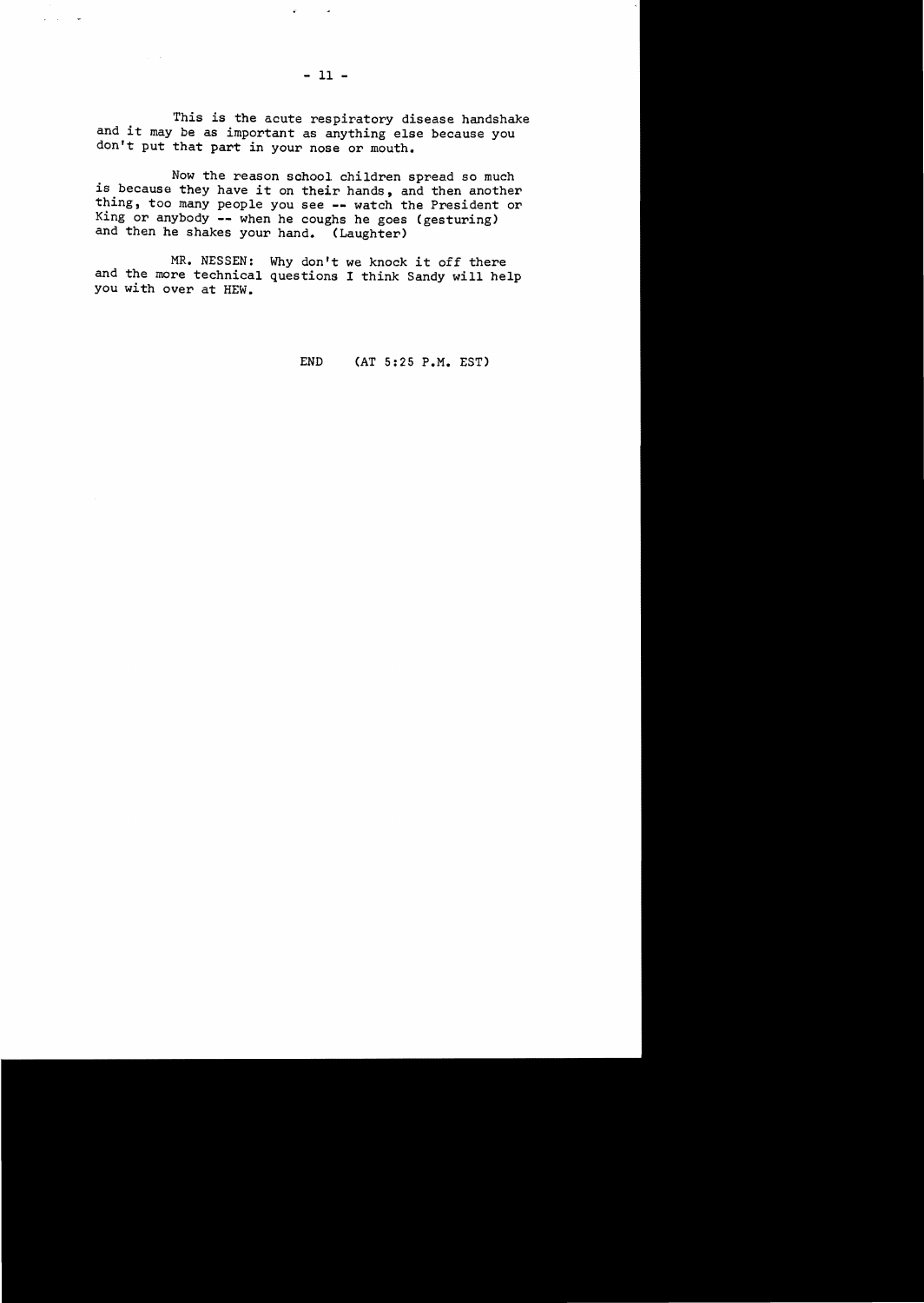This is the acute respiratory disease handshake and it may be as important as anything else because you don't put that part in your nose or mouth.

Now the reason school children spread so much is because they have it on their hands, and then another thing, too many people you see -- watch the President or King or anybody -- when he coughs he goes (gesturing) and then he shakes your hand. (Laughter)

MR. NESSEN: Why don't we knock it off there and the more technical questions I think Sandy will help you with over at HEW.

END (AT 5:25 P.M. EST)